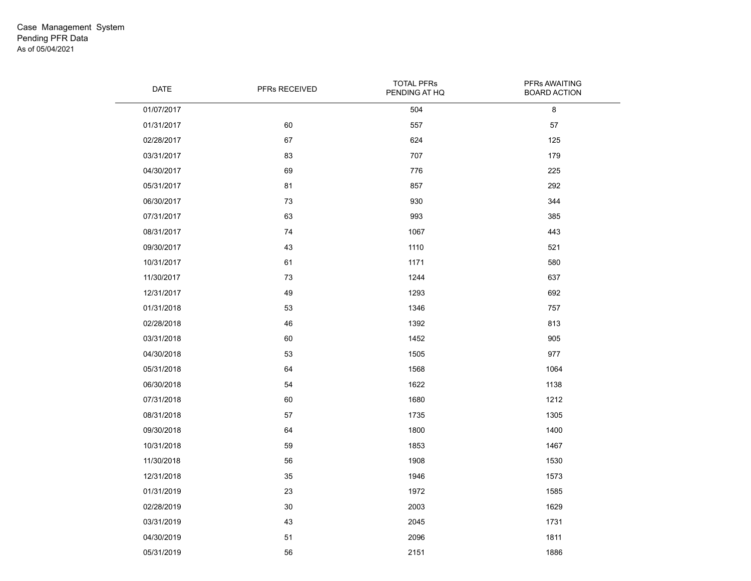Case Management System
Pending PFR Data
As of 05/04/2021

| DATE | PFRs RECEIVED | TOTAL PFRs PENDING AT HQ | PFRs AWAITING BOARD ACTION |
|---|---|---|---|
| 01/07/2017 | | 504 | 8 |
| 01/31/2017 | 60 | 557 | 57 |
| 02/28/2017 | 67 | 624 | 125 |
| 03/31/2017 | 83 | 707 | 179 |
| 04/30/2017 | 69 | 776 | 225 |
| 05/31/2017 | 81 | 857 | 292 |
| 06/30/2017 | 73 | 930 | 344 |
| 07/31/2017 | 63 | 993 | 385 |
| 08/31/2017 | 74 | 1067 | 443 |
| 09/30/2017 | 43 | 1110 | 521 |
| 10/31/2017 | 61 | 1171 | 580 |
| 11/30/2017 | 73 | 1244 | 637 |
| 12/31/2017 | 49 | 1293 | 692 |
| 01/31/2018 | 53 | 1346 | 757 |
| 02/28/2018 | 46 | 1392 | 813 |
| 03/31/2018 | 60 | 1452 | 905 |
| 04/30/2018 | 53 | 1505 | 977 |
| 05/31/2018 | 64 | 1568 | 1064 |
| 06/30/2018 | 54 | 1622 | 1138 |
| 07/31/2018 | 60 | 1680 | 1212 |
| 08/31/2018 | 57 | 1735 | 1305 |
| 09/30/2018 | 64 | 1800 | 1400 |
| 10/31/2018 | 59 | 1853 | 1467 |
| 11/30/2018 | 56 | 1908 | 1530 |
| 12/31/2018 | 35 | 1946 | 1573 |
| 01/31/2019 | 23 | 1972 | 1585 |
| 02/28/2019 | 30 | 2003 | 1629 |
| 03/31/2019 | 43 | 2045 | 1731 |
| 04/30/2019 | 51 | 2096 | 1811 |
| 05/31/2019 | 56 | 2151 | 1886 |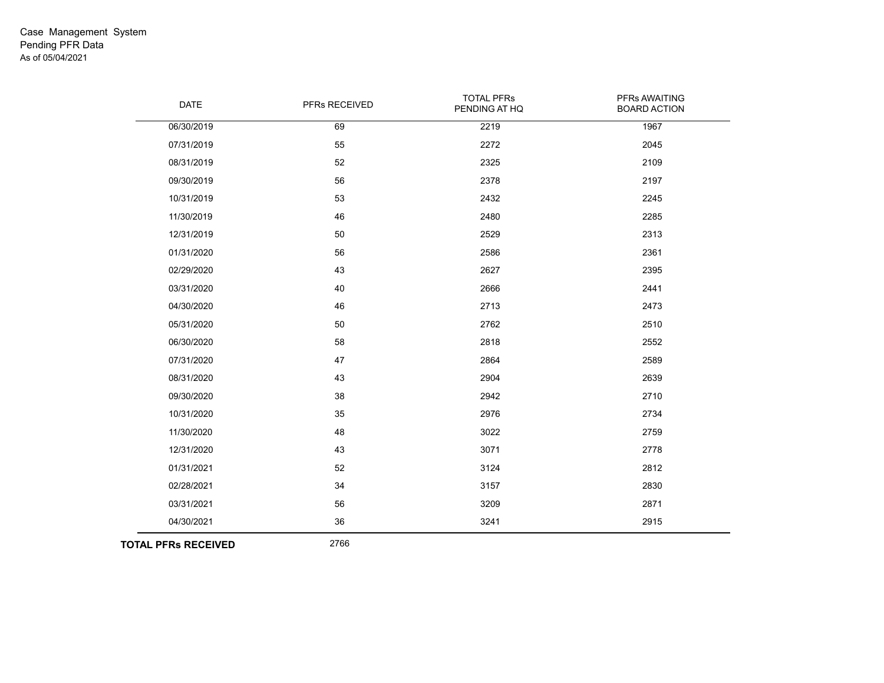Case Management System
Pending PFR Data
As of 05/04/2021

| DATE | PFRs RECEIVED | TOTAL PFRs PENDING AT HQ | PFRs AWAITING BOARD ACTION |
|---|---|---|---|
| 06/30/2019 | 69 | 2219 | 1967 |
| 07/31/2019 | 55 | 2272 | 2045 |
| 08/31/2019 | 52 | 2325 | 2109 |
| 09/30/2019 | 56 | 2378 | 2197 |
| 10/31/2019 | 53 | 2432 | 2245 |
| 11/30/2019 | 46 | 2480 | 2285 |
| 12/31/2019 | 50 | 2529 | 2313 |
| 01/31/2020 | 56 | 2586 | 2361 |
| 02/29/2020 | 43 | 2627 | 2395 |
| 03/31/2020 | 40 | 2666 | 2441 |
| 04/30/2020 | 46 | 2713 | 2473 |
| 05/31/2020 | 50 | 2762 | 2510 |
| 06/30/2020 | 58 | 2818 | 2552 |
| 07/31/2020 | 47 | 2864 | 2589 |
| 08/31/2020 | 43 | 2904 | 2639 |
| 09/30/2020 | 38 | 2942 | 2710 |
| 10/31/2020 | 35 | 2976 | 2734 |
| 11/30/2020 | 48 | 3022 | 2759 |
| 12/31/2020 | 43 | 3071 | 2778 |
| 01/31/2021 | 52 | 3124 | 2812 |
| 02/28/2021 | 34 | 3157 | 2830 |
| 03/31/2021 | 56 | 3209 | 2871 |
| 04/30/2021 | 36 | 3241 | 2915 |
| **TOTAL PFRs RECEIVED** | 2766 | | |